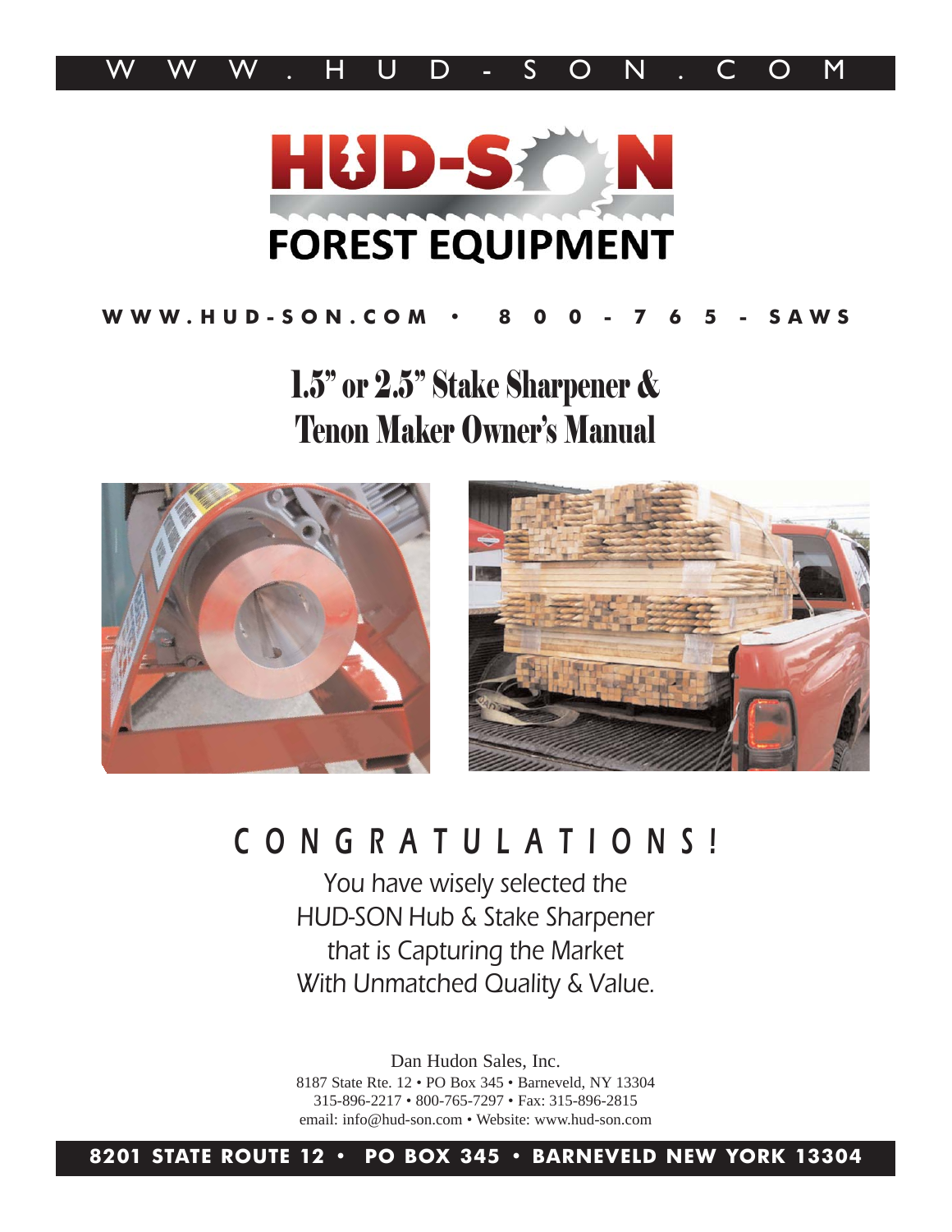WWW.HUD-SON.COM

HUD-SON

FOREST EQUIPMENT

WWW.HUD-SON.COM • 800-765-SAWS

# 1.5" or 2.5" Stake Sharpener & Tenon Maker Owner's Manual

## CONGRATULATIONS!

You have wisely selected the
HUD-SON Hub & Stake Sharpener
that is Capturing the Market
With Unmatched Quality & Value.

Dan Hudon Sales, Inc.
8187 State Rte. 12 • PO Box 345 • Barneveld, NY 13304
315-896-2217 • 800-765-7297 • Fax: 315-896-2815
email: info@hud-son.com • Website: www.hud-son.com

8201 STATE ROUTE 12 • PO BOX 345 • BARNEVELD NEW YORK 13304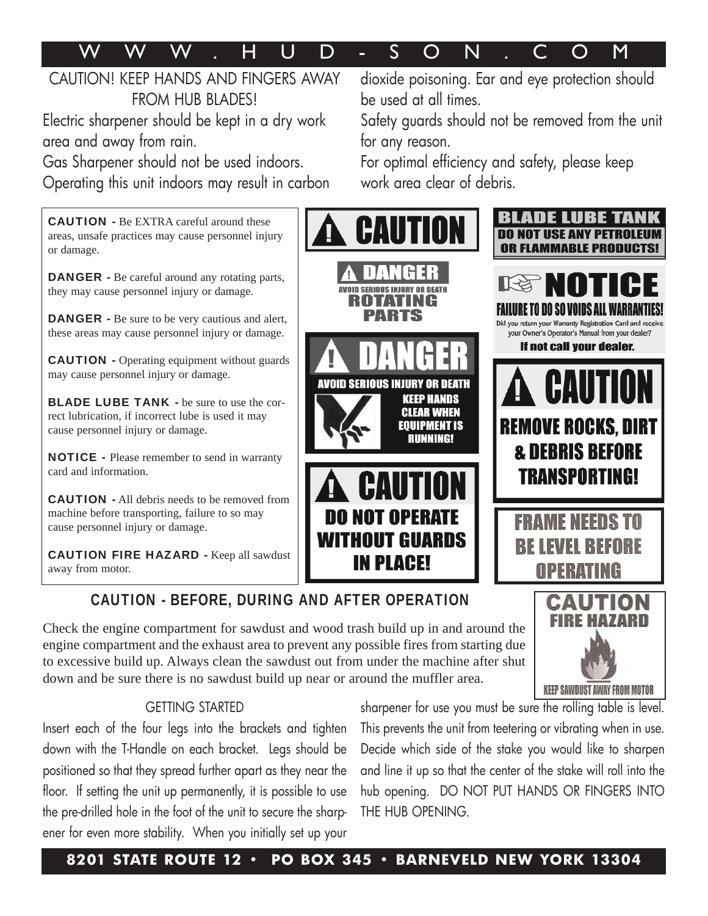CAUTION! KEEP HANDS AND FINGERS AWAY FROM HUB BLADES!

Electric sharpener should be kept in a dry work area and away from rain.

Gas Sharpener should not be used indoors. Operating this unit indoors may result in carbon dioxide poisoning. Ear and eye protection should be used at all times.

Safety guards should not be removed from the unit for any reason.

For optimal efficiency and safety, please keep work area clear of debris.

**CAUTION -** Be EXTRA careful around these areas, unsafe practices may cause personnel injury or damage.

**DANGER -** Be careful around any rotating parts, they may cause personnel injury or damage.

**DANGER -** Be sure to be very cautious and alert, these areas may cause personnel injury or damage.

**CAUTION -** Operating equipment without guards may cause personnel injury or damage.

**BLADE LUBE TANK -** be sure to use the correct lubrication, if incorrect lube is used it may cause personnel injury or damage.

**NOTICE -** Please remember to send in warranty card and information.

**CAUTION -** All debris needs to be removed from machine before transporting, failure to so may cause personnel injury or damage.

**CAUTION FIRE HAZARD -** Keep all sawdust away from motor.

**CAUTION**

**DANGER** AVOID SERIOUS INJURY OR DEATH ROTATING PARTS

**DANGER** AVOID SERIOUS INJURY OR DEATH KEEP HANDS CLEAR WHEN EQUIPMENT IS RUNNING!

**CAUTION** DO NOT OPERATE WITHOUT GUARDS IN PLACE!

**BLADE LUBE TANK** DO NOT USE ANY PETROLEUM OR FLAMMABLE PRODUCTS!

**NOTICE** FAILURE TO DO SO VOIDS ALL WARRANTIES! Did you return your Warranty Registration Card and receive your Owner's Operator's Manual from your dealer? If not call your dealer.

**CAUTION** REMOVE ROCKS, DIRT & DEBRIS BEFORE TRANSPORTING!

FRAME NEEDS TO BE LEVEL BEFORE OPERATING

**CAUTION FIRE HAZARD** KEEP SAWDUST AWAY FROM MOTOR

## CAUTION - BEFORE, DURING AND AFTER OPERATION

Check the engine compartment for sawdust and wood trash build up in and around the engine compartment and the exhaust area to prevent any possible fires from starting due to excessive build up. Always clean the sawdust out from under the machine after shut down and be sure there is no sawdust build up near or around the muffler area.

## GETTING STARTED

Insert each of the four legs into the brackets and tighten down with the T-Handle on each bracket. Legs should be positioned so that they spread further apart as they near the floor. If setting the unit up permanently, it is possible to use the pre-drilled hole in the foot of the unit to secure the sharpener for even more stability. When you initially set up your sharpener for use you must be sure the rolling table is level. This prevents the unit from teetering or vibrating when in use. Decide which side of the stake you would like to sharpen and line it up so that the center of the stake will roll into the hub opening. DO NOT PUT HANDS OR FINGERS INTO THE HUB OPENING.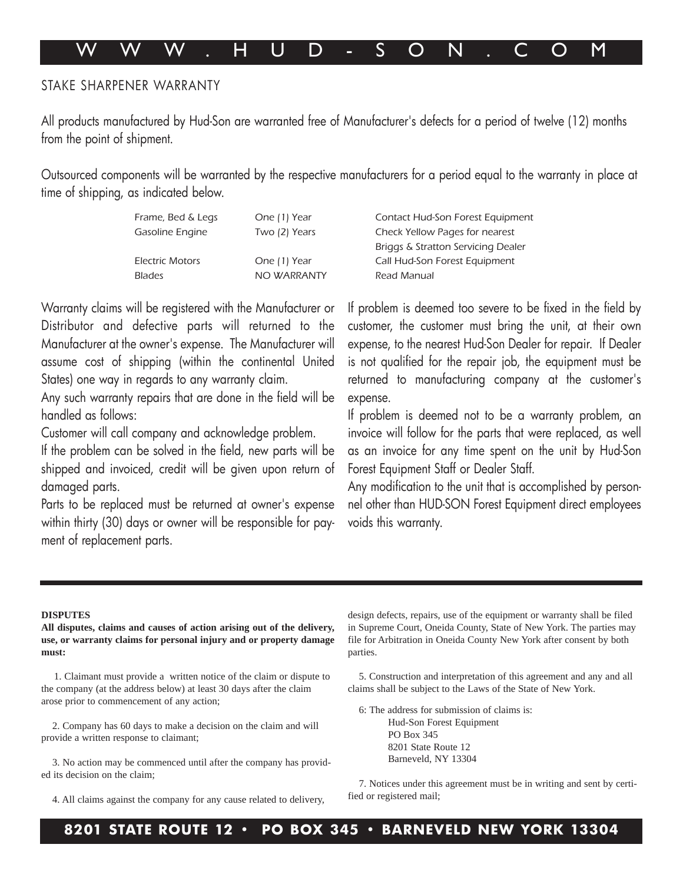## STAKE SHARPENER WARRANTY

All products manufactured by Hud-Son are warranted free of Manufacturer's defects for a period of twelve (12) months from the point of shipment.

Outsourced components will be warranted by the respective manufacturers for a period equal to the warranty in place at time of shipping, as indicated below.

| | | |
|---|---|---|
| Frame, Bed & Legs | One (1) Year | Contact Hud-Son Forest Equipment |
| Gasoline Engine | Two (2) Years | Check Yellow Pages for nearest Briggs & Stratton Servicing Dealer |
| Electric Motors | One (1) Year | Call Hud-Son Forest Equipment |
| Blades | NO WARRANTY | Read Manual |

Warranty claims will be registered with the Manufacturer or Distributor and defective parts will returned to the Manufacturer at the owner's expense. The Manufacturer will assume cost of shipping (within the continental United States) one way in regards to any warranty claim.

Any such warranty repairs that are done in the field will be handled as follows:

Customer will call company and acknowledge problem.

If the problem can be solved in the field, new parts will be shipped and invoiced, credit will be given upon return of damaged parts.

Parts to be replaced must be returned at owner's expense within thirty (30) days or owner will be responsible for payment of replacement parts.

If problem is deemed too severe to be fixed in the field by customer, the customer must bring the unit, at their own expense, to the nearest Hud-Son Dealer for repair. If Dealer is not qualified for the repair job, the equipment must be returned to manufacturing company at the customer's expense.

If problem is deemed not to be a warranty problem, an invoice will follow for the parts that were replaced, as well as an invoice for any time spent on the unit by Hud-Son Forest Equipment Staff or Dealer Staff.

Any modification to the unit that is accomplished by personnel other than HUD-SON Forest Equipment direct employees voids this warranty.

**DISPUTES**

**All disputes, claims and causes of action arising out of the delivery, use, or warranty claims for personal injury and or property damage must:**

1. Claimant must provide a written notice of the claim or dispute to the company (at the address below) at least 30 days after the claim arose prior to commencement of any action;

2. Company has 60 days to make a decision on the claim and will provide a written response to claimant;

3. No action may be commenced until after the company has provided its decision on the claim;

4. All claims against the company for any cause related to delivery, design defects, repairs, use of the equipment or warranty shall be filed in Supreme Court, Oneida County, State of New York. The parties may file for Arbitration in Oneida County New York after consent by both parties.

5. Construction and interpretation of this agreement and any and all claims shall be subject to the Laws of the State of New York.

6: The address for submission of claims is:
Hud-Son Forest Equipment
PO Box 345
8201 State Route 12
Barneveld, NY 13304

7. Notices under this agreement must be in writing and sent by certified or registered mail;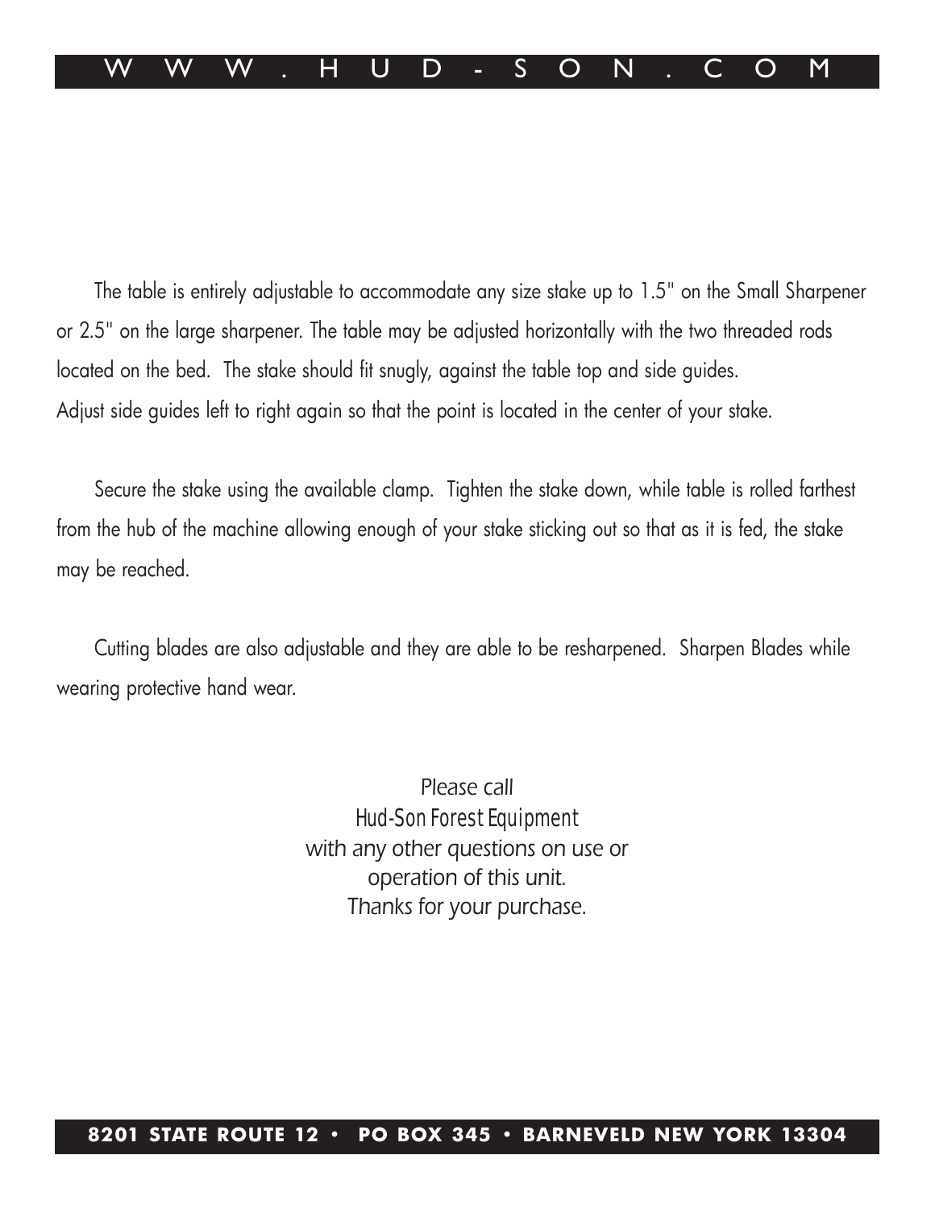The table is entirely adjustable to accommodate any size stake up to 1.5" on the Small Sharpener or 2.5" on the large sharpener. The table may be adjusted horizontally with the two threaded rods located on the bed. The stake should fit snugly, against the table top and side guides. Adjust side guides left to right again so that the point is located in the center of your stake.

Secure the stake using the available clamp. Tighten the stake down, while table is rolled farthest from the hub of the machine allowing enough of your stake sticking out so that as it is fed, the stake may be reached.

Cutting blades are also adjustable and they are able to be resharpened. Sharpen Blades while wearing protective hand wear.

*Please call*
*Hud-Son Forest Equipment*
*with any other questions on use or*
*operation of this unit.*
*Thanks for your purchase.*